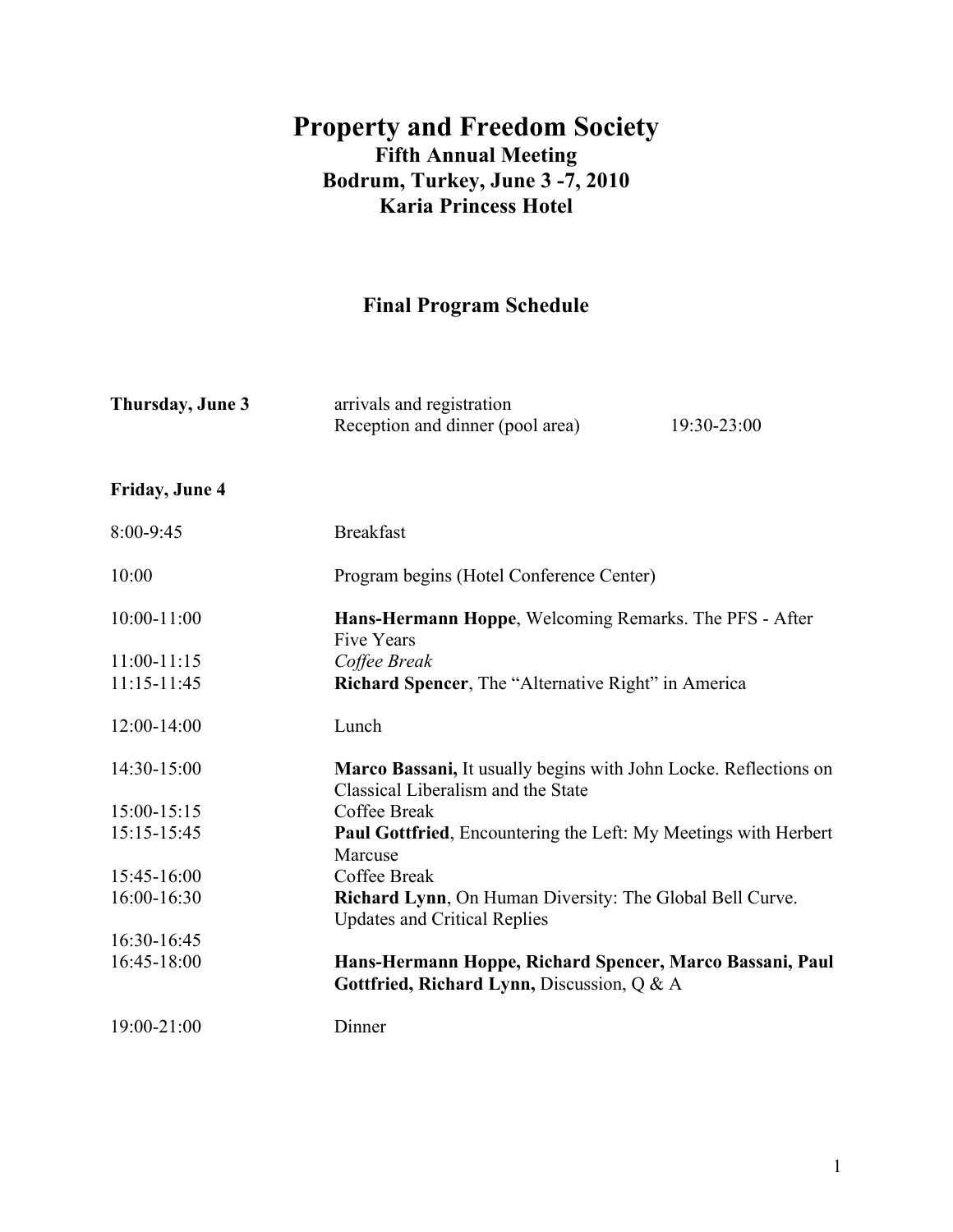# Property and Freedom Society

## Fifth Annual Meeting

## Bodrum, Turkey, June 3 -7, 2010

## Karia Princess Hotel

### Final Program Schedule

| | | |
|---|---|---|
| **Thursday, June 3** | arrivals and registration | |
| | Reception and dinner (pool area) | 19:30-23:00 |

**Friday, June 4**

| | |
|---|---|
| 8:00-9:45 | Breakfast |
| 10:00 | Program begins (Hotel Conference Center) |
| 10:00-11:00 | **Hans-Hermann Hoppe**, Welcoming Remarks. The PFS - After Five Years |
| 11:00-11:15 | *Coffee Break* |
| 11:15-11:45 | **Richard Spencer**, The "Alternative Right" in America |
| 12:00-14:00 | Lunch |
| 14:30-15:00 | **Marco Bassani,** It usually begins with John Locke. Reflections on Classical Liberalism and the State |
| 15:00-15:15 | Coffee Break |
| 15:15-15:45 | **Paul Gottfried**, Encountering the Left: My Meetings with Herbert Marcuse |
| 15:45-16:00 | Coffee Break |
| 16:00-16:30 | **Richard Lynn**, On Human Diversity: The Global Bell Curve. Updates and Critical Replies |
| 16:30-16:45 | |
| 16:45-18:00 | **Hans-Hermann Hoppe, Richard Spencer, Marco Bassani, Paul Gottfried, Richard Lynn,** Discussion, Q & A |
| 19:00-21:00 | Dinner |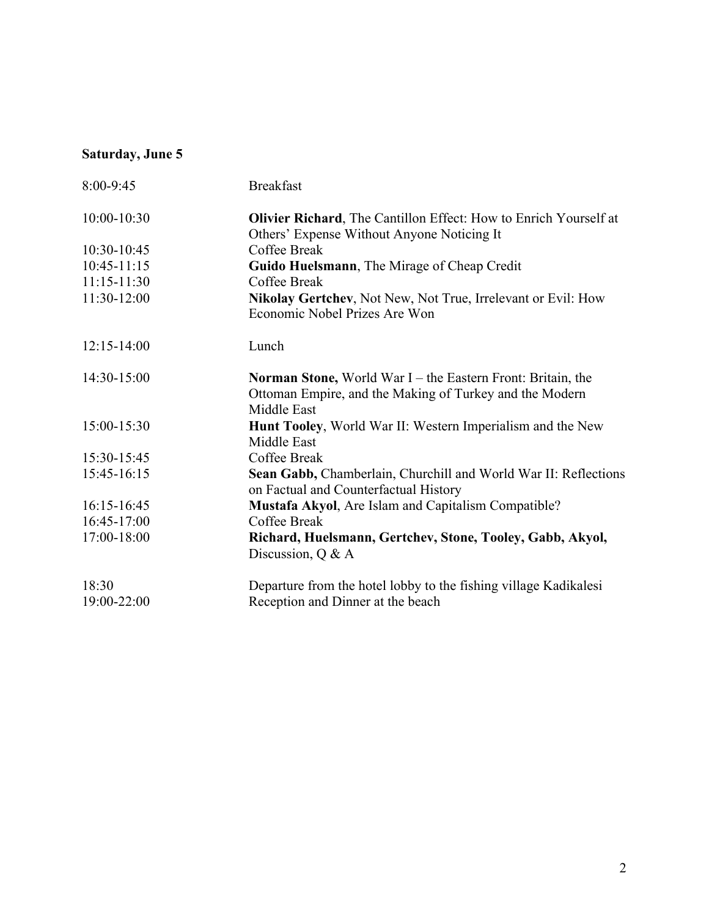**Saturday, June 5**

| | |
|---|---|
| 8:00-9:45 | Breakfast |
| 10:00-10:30 | **Olivier Richard**, The Cantillon Effect: How to Enrich Yourself at Others' Expense Without Anyone Noticing It |
| 10:30-10:45 | Coffee Break |
| 10:45-11:15 | **Guido Huelsmann**, The Mirage of Cheap Credit |
| 11:15-11:30 | Coffee Break |
| 11:30-12:00 | **Nikolay Gertchev**, Not New, Not True, Irrelevant or Evil: How Economic Nobel Prizes Are Won |
| 12:15-14:00 | Lunch |
| 14:30-15:00 | **Norman Stone,** World War I – the Eastern Front: Britain, the Ottoman Empire, and the Making of Turkey and the Modern Middle East |
| 15:00-15:30 | **Hunt Tooley**, World War II: Western Imperialism and the New Middle East |
| 15:30-15:45 | Coffee Break |
| 15:45-16:15 | **Sean Gabb,** Chamberlain, Churchill and World War II: Reflections on Factual and Counterfactual History |
| 16:15-16:45 | **Mustafa Akyol**, Are Islam and Capitalism Compatible? |
| 16:45-17:00 | Coffee Break |
| 17:00-18:00 | **Richard, Huelsmann, Gertchev, Stone, Tooley, Gabb, Akyol,** Discussion, Q & A |
| 18:30 | Departure from the hotel lobby to the fishing village Kadikalesi |
| 19:00-22:00 | Reception and Dinner at the beach |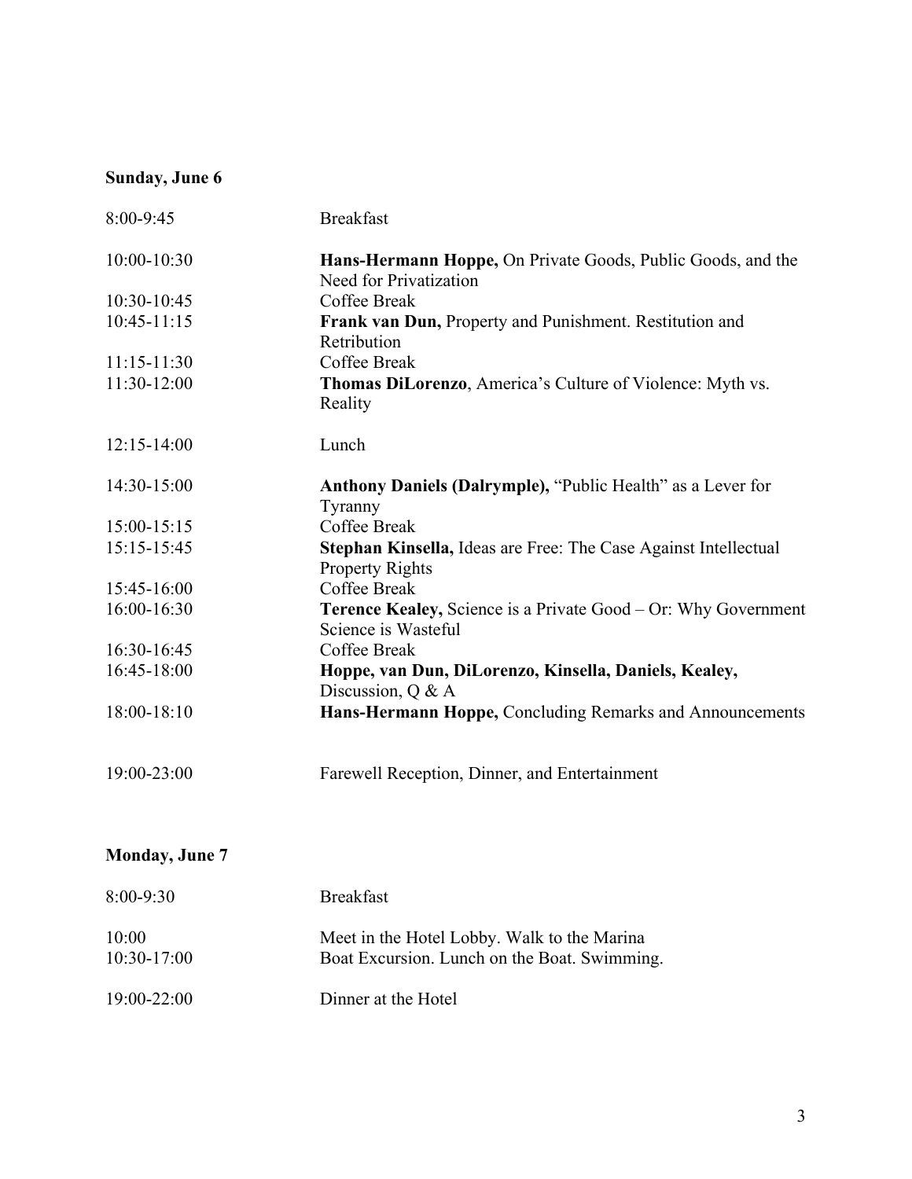**Sunday, June 6**

| | |
|---|---|
| 8:00-9:45 | Breakfast |
| 10:00-10:30 | **Hans-Hermann Hoppe,** On Private Goods, Public Goods, and the Need for Privatization |
| 10:30-10:45 | Coffee Break |
| 10:45-11:15 | **Frank van Dun,** Property and Punishment. Restitution and Retribution |
| 11:15-11:30 | Coffee Break |
| 11:30-12:00 | **Thomas DiLorenzo**, America's Culture of Violence: Myth vs. Reality |
| 12:15-14:00 | Lunch |
| 14:30-15:00 | **Anthony Daniels (Dalrymple),** "Public Health" as a Lever for Tyranny |
| 15:00-15:15 | Coffee Break |
| 15:15-15:45 | **Stephan Kinsella,** Ideas are Free: The Case Against Intellectual Property Rights |
| 15:45-16:00 | Coffee Break |
| 16:00-16:30 | **Terence Kealey,** Science is a Private Good – Or: Why Government Science is Wasteful |
| 16:30-16:45 | Coffee Break |
| 16:45-18:00 | **Hoppe, van Dun, DiLorenzo, Kinsella, Daniels, Kealey,** Discussion, Q & A |
| 18:00-18:10 | **Hans-Hermann Hoppe,** Concluding Remarks and Announcements |
| 19:00-23:00 | Farewell Reception, Dinner, and Entertainment |

**Monday, June 7**

| | |
|---|---|
| 8:00-9:30 | Breakfast |
| 10:00 | Meet in the Hotel Lobby. Walk to the Marina |
| 10:30-17:00 | Boat Excursion. Lunch on the Boat. Swimming. |
| 19:00-22:00 | Dinner at the Hotel |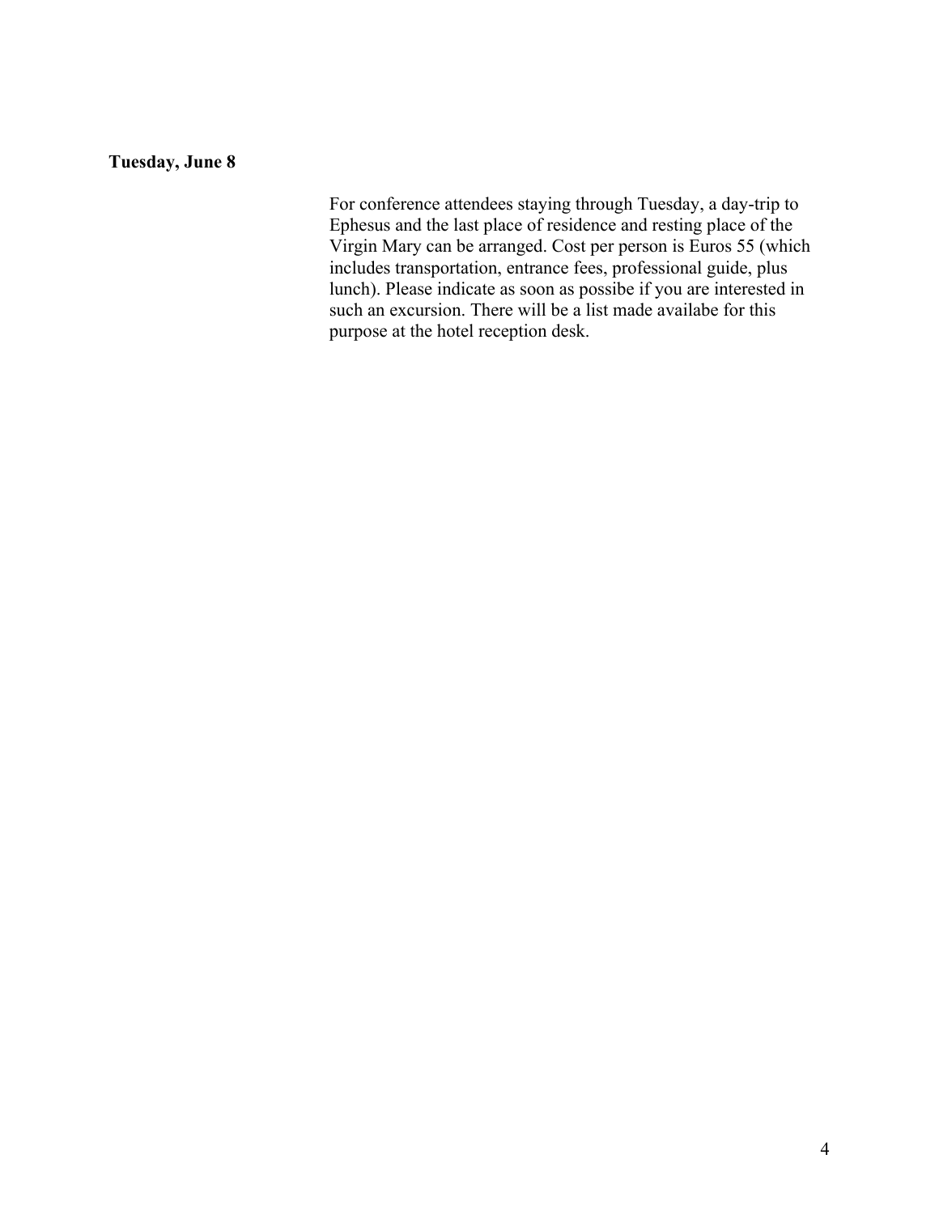**Tuesday, June 8**

For conference attendees staying through Tuesday, a day-trip to Ephesus and the last place of residence and resting place of the Virgin Mary can be arranged. Cost per person is Euros 55 (which includes transportation, entrance fees, professional guide, plus lunch). Please indicate as soon as possibe if you are interested in such an excursion. There will be a list made availabe for this purpose at the hotel reception desk.